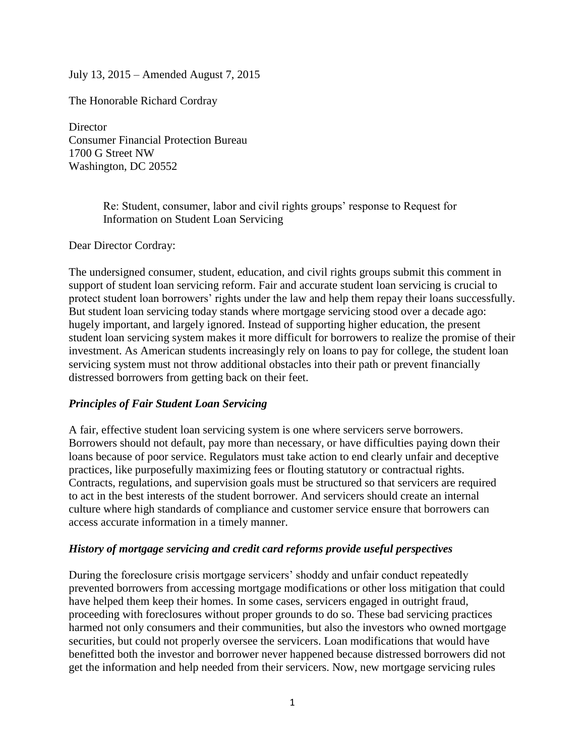July 13, 2015 – Amended August 7, 2015

The Honorable Richard Cordray

Director
Consumer Financial Protection Bureau
1700 G Street NW
Washington, DC 20552

> Re: Student, consumer, labor and civil rights groups' response to Request for Information on Student Loan Servicing

Dear Director Cordray:

The undersigned consumer, student, education, and civil rights groups submit this comment in support of student loan servicing reform. Fair and accurate student loan servicing is crucial to protect student loan borrowers' rights under the law and help them repay their loans successfully. But student loan servicing today stands where mortgage servicing stood over a decade ago: hugely important, and largely ignored. Instead of supporting higher education, the present student loan servicing system makes it more difficult for borrowers to realize the promise of their investment. As American students increasingly rely on loans to pay for college, the student loan servicing system must not throw additional obstacles into their path or prevent financially distressed borrowers from getting back on their feet.

### *Principles of Fair Student Loan Servicing*

A fair, effective student loan servicing system is one where servicers serve borrowers. Borrowers should not default, pay more than necessary, or have difficulties paying down their loans because of poor service. Regulators must take action to end clearly unfair and deceptive practices, like purposefully maximizing fees or flouting statutory or contractual rights. Contracts, regulations, and supervision goals must be structured so that servicers are required to act in the best interests of the student borrower. And servicers should create an internal culture where high standards of compliance and customer service ensure that borrowers can access accurate information in a timely manner.

### *History of mortgage servicing and credit card reforms provide useful perspectives*

During the foreclosure crisis mortgage servicers' shoddy and unfair conduct repeatedly prevented borrowers from accessing mortgage modifications or other loss mitigation that could have helped them keep their homes. In some cases, servicers engaged in outright fraud, proceeding with foreclosures without proper grounds to do so. These bad servicing practices harmed not only consumers and their communities, but also the investors who owned mortgage securities, but could not properly oversee the servicers. Loan modifications that would have benefitted both the investor and borrower never happened because distressed borrowers did not get the information and help needed from their servicers. Now, new mortgage servicing rules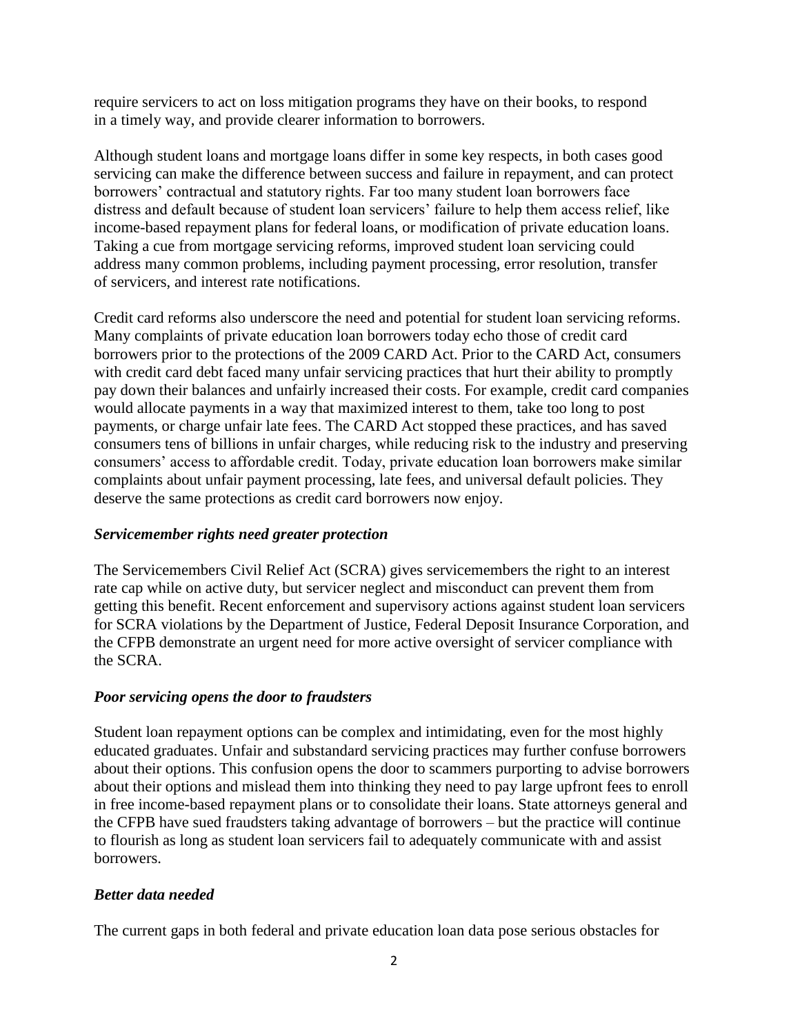require servicers to act on loss mitigation programs they have on their books, to respond in a timely way, and provide clearer information to borrowers.

Although student loans and mortgage loans differ in some key respects, in both cases good servicing can make the difference between success and failure in repayment, and can protect borrowers' contractual and statutory rights. Far too many student loan borrowers face distress and default because of student loan servicers' failure to help them access relief, like income-based repayment plans for federal loans, or modification of private education loans. Taking a cue from mortgage servicing reforms, improved student loan servicing could address many common problems, including payment processing, error resolution, transfer of servicers, and interest rate notifications.

Credit card reforms also underscore the need and potential for student loan servicing reforms. Many complaints of private education loan borrowers today echo those of credit card borrowers prior to the protections of the 2009 CARD Act. Prior to the CARD Act, consumers with credit card debt faced many unfair servicing practices that hurt their ability to promptly pay down their balances and unfairly increased their costs. For example, credit card companies would allocate payments in a way that maximized interest to them, take too long to post payments, or charge unfair late fees. The CARD Act stopped these practices, and has saved consumers tens of billions in unfair charges, while reducing risk to the industry and preserving consumers' access to affordable credit. Today, private education loan borrowers make similar complaints about unfair payment processing, late fees, and universal default policies. They deserve the same protections as credit card borrowers now enjoy.

### *Servicemember rights need greater protection*

The Servicemembers Civil Relief Act (SCRA) gives servicemembers the right to an interest rate cap while on active duty, but servicer neglect and misconduct can prevent them from getting this benefit. Recent enforcement and supervisory actions against student loan servicers for SCRA violations by the Department of Justice, Federal Deposit Insurance Corporation, and the CFPB demonstrate an urgent need for more active oversight of servicer compliance with the SCRA.

### *Poor servicing opens the door to fraudsters*

Student loan repayment options can be complex and intimidating, even for the most highly educated graduates. Unfair and substandard servicing practices may further confuse borrowers about their options. This confusion opens the door to scammers purporting to advise borrowers about their options and mislead them into thinking they need to pay large upfront fees to enroll in free income-based repayment plans or to consolidate their loans. State attorneys general and the CFPB have sued fraudsters taking advantage of borrowers – but the practice will continue to flourish as long as student loan servicers fail to adequately communicate with and assist borrowers.

### *Better data needed*

The current gaps in both federal and private education loan data pose serious obstacles for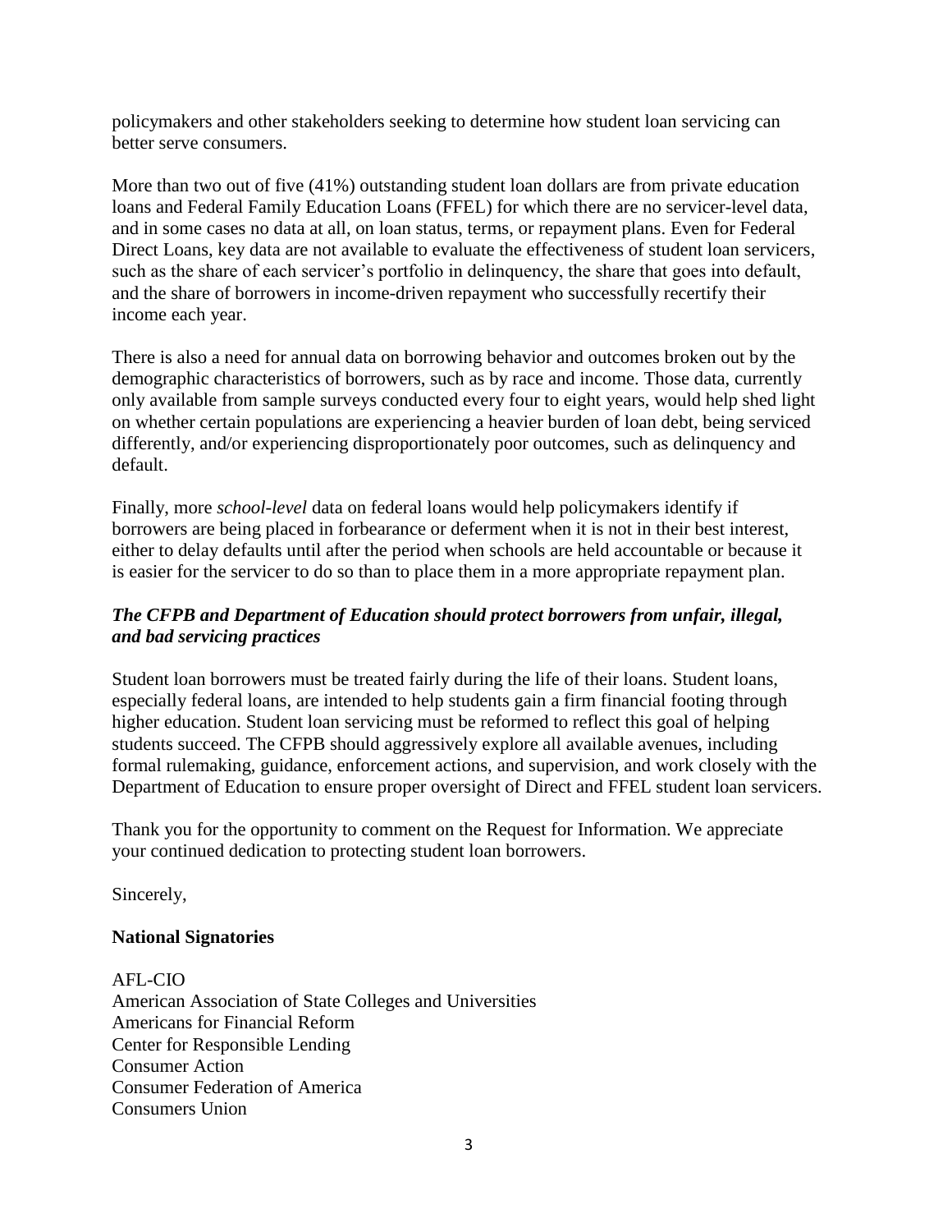policymakers and other stakeholders seeking to determine how student loan servicing can better serve consumers.

More than two out of five (41%) outstanding student loan dollars are from private education loans and Federal Family Education Loans (FFEL) for which there are no servicer-level data, and in some cases no data at all, on loan status, terms, or repayment plans. Even for Federal Direct Loans, key data are not available to evaluate the effectiveness of student loan servicers, such as the share of each servicer's portfolio in delinquency, the share that goes into default, and the share of borrowers in income-driven repayment who successfully recertify their income each year.

There is also a need for annual data on borrowing behavior and outcomes broken out by the demographic characteristics of borrowers, such as by race and income. Those data, currently only available from sample surveys conducted every four to eight years, would help shed light on whether certain populations are experiencing a heavier burden of loan debt, being serviced differently, and/or experiencing disproportionately poor outcomes, such as delinquency and default.

Finally, more *school-level* data on federal loans would help policymakers identify if borrowers are being placed in forbearance or deferment when it is not in their best interest, either to delay defaults until after the period when schools are held accountable or because it is easier for the servicer to do so than to place them in a more appropriate repayment plan.

***The CFPB and Department of Education should protect borrowers from unfair, illegal, and bad servicing practices***

Student loan borrowers must be treated fairly during the life of their loans. Student loans, especially federal loans, are intended to help students gain a firm financial footing through higher education. Student loan servicing must be reformed to reflect this goal of helping students succeed. The CFPB should aggressively explore all available avenues, including formal rulemaking, guidance, enforcement actions, and supervision, and work closely with the Department of Education to ensure proper oversight of Direct and FFEL student loan servicers.

Thank you for the opportunity to comment on the Request for Information. We appreciate your continued dedication to protecting student loan borrowers.

Sincerely,

**National Signatories**

AFL-CIO
American Association of State Colleges and Universities
Americans for Financial Reform
Center for Responsible Lending
Consumer Action
Consumer Federation of America
Consumers Union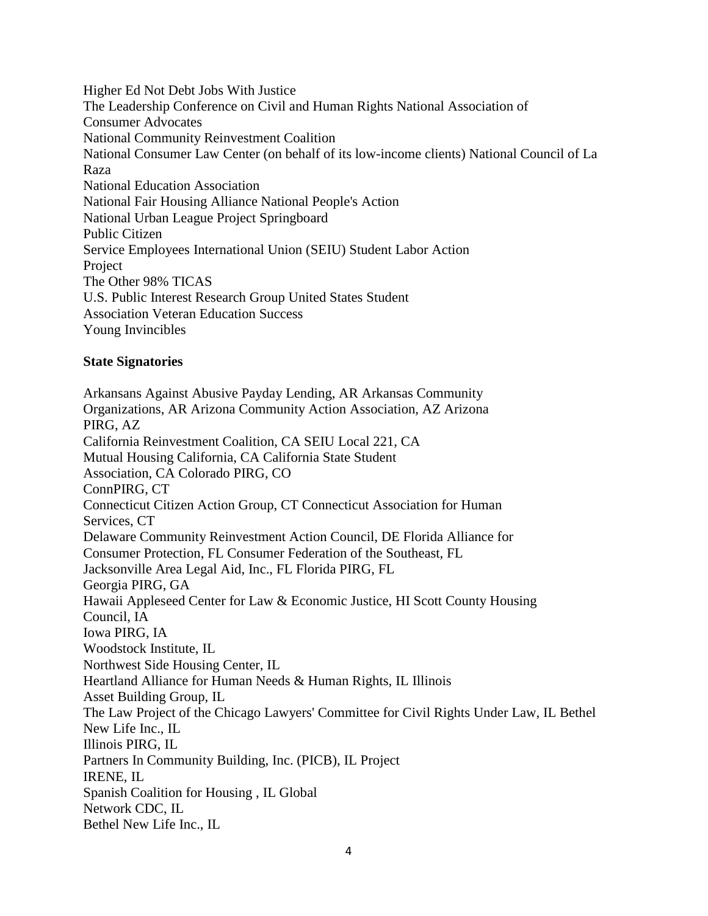Higher Ed Not Debt Jobs With Justice
The Leadership Conference on Civil and Human Rights National Association of Consumer Advocates
National Community Reinvestment Coalition
National Consumer Law Center (on behalf of its low-income clients) National Council of La Raza
National Education Association
National Fair Housing Alliance National People's Action
National Urban League Project Springboard
Public Citizen
Service Employees International Union (SEIU) Student Labor Action Project
The Other 98% TICAS
U.S. Public Interest Research Group United States Student Association Veteran Education Success
Young Invincibles

**State Signatories**

Arkansans Against Abusive Payday Lending, AR Arkansas Community Organizations, AR Arizona Community Action Association, AZ Arizona PIRG, AZ
California Reinvestment Coalition, CA SEIU Local 221, CA
Mutual Housing California, CA California State Student Association, CA Colorado PIRG, CO
ConnPIRG, CT
Connecticut Citizen Action Group, CT Connecticut Association for Human Services, CT
Delaware Community Reinvestment Action Council, DE Florida Alliance for Consumer Protection, FL Consumer Federation of the Southeast, FL
Jacksonville Area Legal Aid, Inc., FL Florida PIRG, FL
Georgia PIRG, GA
Hawaii Appleseed Center for Law & Economic Justice, HI Scott County Housing Council, IA
Iowa PIRG, IA
Woodstock Institute, IL
Northwest Side Housing Center, IL
Heartland Alliance for Human Needs & Human Rights, IL Illinois Asset Building Group, IL
The Law Project of the Chicago Lawyers' Committee for Civil Rights Under Law, IL Bethel New Life Inc., IL
Illinois PIRG, IL
Partners In Community Building, Inc. (PICB), IL Project IRENE, IL
Spanish Coalition for Housing , IL Global Network CDC, IL
Bethel New Life Inc., IL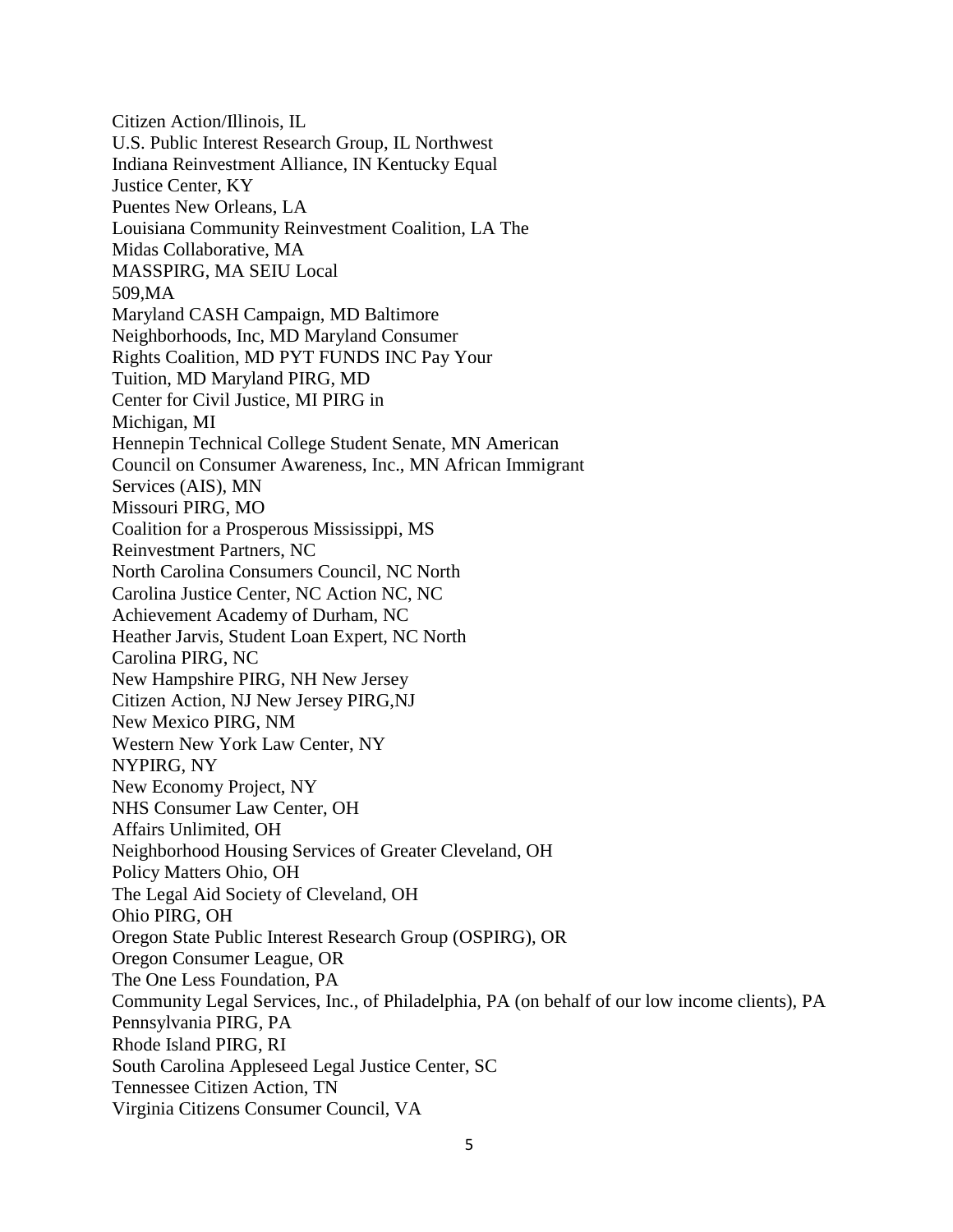Citizen Action/Illinois, IL
U.S. Public Interest Research Group, IL Northwest
Indiana Reinvestment Alliance, IN Kentucky Equal
Justice Center, KY
Puentes New Orleans, LA
Louisiana Community Reinvestment Coalition, LA The
Midas Collaborative, MA
MASSPIRG, MA SEIU Local
509,MA
Maryland CASH Campaign, MD Baltimore
Neighborhoods, Inc, MD Maryland Consumer
Rights Coalition, MD PYT FUNDS INC Pay Your
Tuition, MD Maryland PIRG, MD
Center for Civil Justice, MI PIRG in
Michigan, MI
Hennepin Technical College Student Senate, MN American
Council on Consumer Awareness, Inc., MN African Immigrant
Services (AIS), MN
Missouri PIRG, MO
Coalition for a Prosperous Mississippi, MS
Reinvestment Partners, NC
North Carolina Consumers Council, NC North
Carolina Justice Center, NC Action NC, NC
Achievement Academy of Durham, NC
Heather Jarvis, Student Loan Expert, NC North
Carolina PIRG, NC
New Hampshire PIRG, NH New Jersey
Citizen Action, NJ New Jersey PIRG,NJ
New Mexico PIRG, NM
Western New York Law Center, NY
NYPIRG, NY
New Economy Project, NY
NHS Consumer Law Center, OH
Affairs Unlimited, OH
Neighborhood Housing Services of Greater Cleveland, OH
Policy Matters Ohio, OH
The Legal Aid Society of Cleveland, OH
Ohio PIRG, OH
Oregon State Public Interest Research Group (OSPIRG), OR
Oregon Consumer League, OR
The One Less Foundation, PA
Community Legal Services, Inc., of Philadelphia, PA (on behalf of our low income clients), PA
Pennsylvania PIRG, PA
Rhode Island PIRG, RI
South Carolina Appleseed Legal Justice Center, SC
Tennessee Citizen Action, TN
Virginia Citizens Consumer Council, VA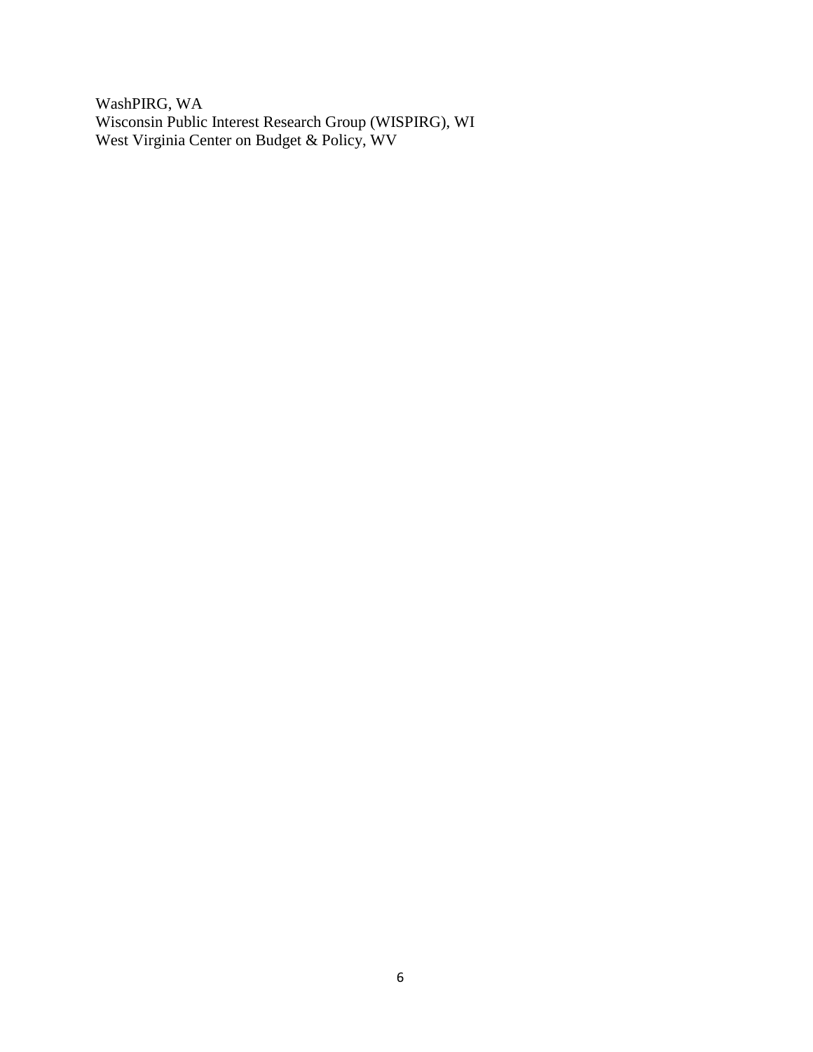WashPIRG, WA
Wisconsin Public Interest Research Group (WISPIRG), WI
West Virginia Center on Budget & Policy, WV